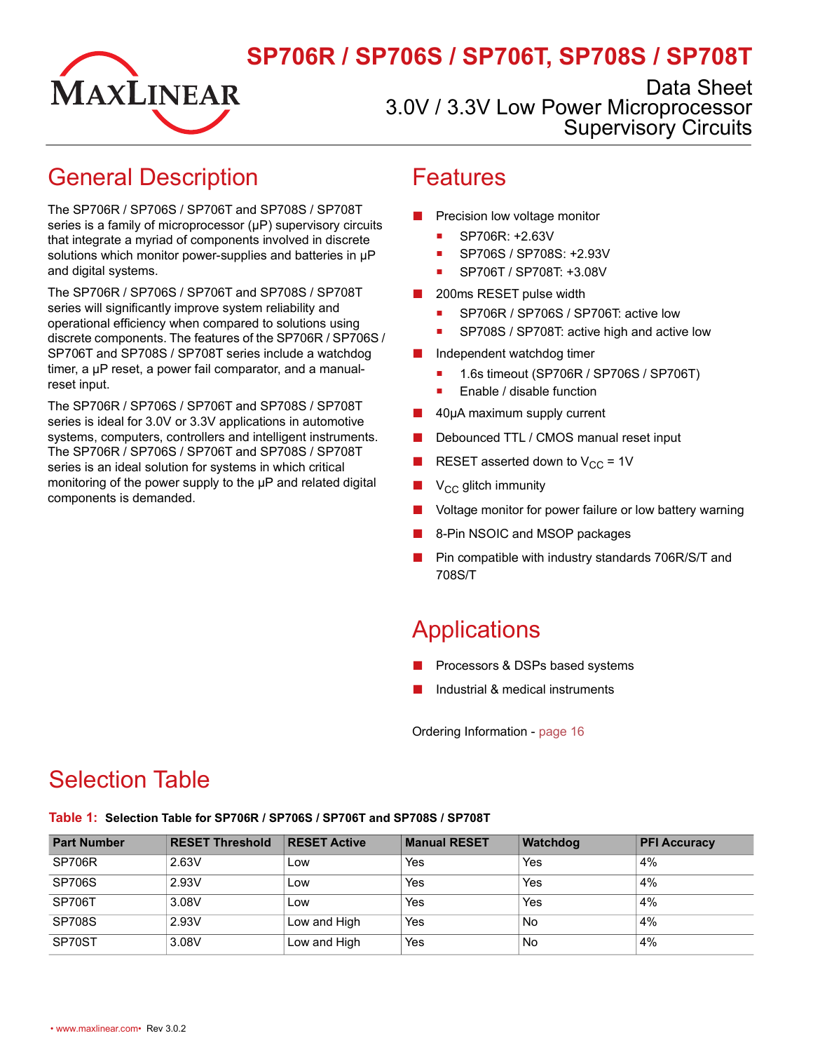# SP706R / SP706S / SP706T, SP708S / SP708T

Data Sheet

3.0V / 3.3V Low Power Microprocessor Supervisory Circuits

## General Description

The SP706R / SP706S / SP706T and SP708S / SP708T series is a family of microprocessor (μP) supervisory circuits that integrate a myriad of components involved in discrete solutions which monitor power-supplies and batteries in μP and digital systems.

The SP706R / SP706S / SP706T and SP708S / SP708T series will significantly improve system reliability and operational efficiency when compared to solutions using discrete components. The features of the SP706R / SP706S / SP706T and SP708S / SP708T series include a watchdog timer, a μP reset, a power fail comparator, and a manual-reset input.

The SP706R / SP706S / SP706T and SP708S / SP708T series is ideal for 3.0V or 3.3V applications in automotive systems, computers, controllers and intelligent instruments. The SP706R / SP706S / SP706T and SP708S / SP708T series is an ideal solution for systems in which critical monitoring of the power supply to the μP and related digital components is demanded.

## Features

- Precision low voltage monitor
  - SP706R: +2.63V
  - SP706S / SP708S: +2.93V
  - SP706T / SP708T: +3.08V
- 200ms RESET pulse width
  - SP706R / SP706S / SP706T: active low
  - SP708S / SP708T: active high and active low
- Independent watchdog timer
  - 1.6s timeout (SP706R / SP706S / SP706T)
  - Enable / disable function
- 40μA maximum supply current
- Debounced TTL / CMOS manual reset input
- RESET asserted down to $V_{CC}$ = 1V
- $V_{CC}$ glitch immunity
- Voltage monitor for power failure or low battery warning
- 8-Pin NSOIC and MSOP packages
- Pin compatible with industry standards 706R/S/T and 708S/T

## Applications

- Processors & DSPs based systems
- Industrial & medical instruments

Ordering Information - page 16

## Selection Table

**Table 1: Selection Table for SP706R / SP706S / SP706T and SP708S / SP708T**

| Part Number | RESET Threshold | RESET Active | Manual RESET | Watchdog | PFI Accuracy |
|---|---|---|---|---|---|
| SP706R | 2.63V | Low | Yes | Yes | 4% |
| SP706S | 2.93V | Low | Yes | Yes | 4% |
| SP706T | 3.08V | Low | Yes | Yes | 4% |
| SP708S | 2.93V | Low and High | Yes | No | 4% |
| SP70ST | 3.08V | Low and High | Yes | No | 4% |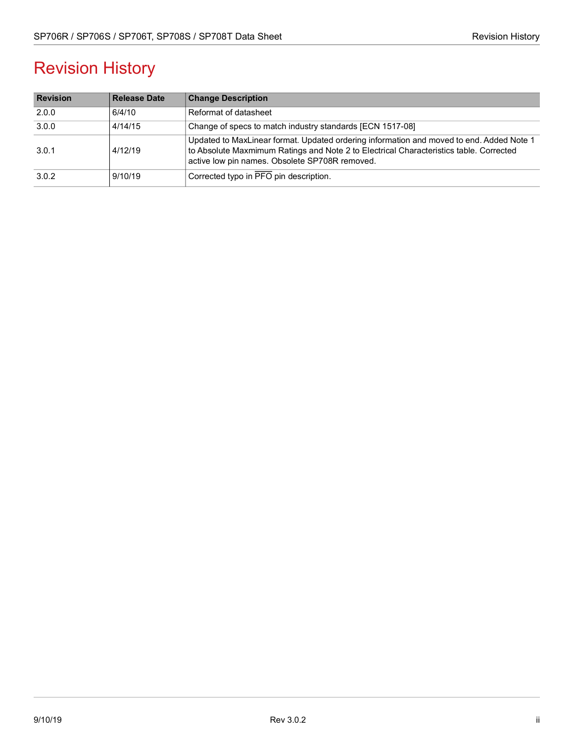# Revision History

| Revision | Release Date | Change Description |
|---|---|---|
| 2.0.0 | 6/4/10 | Reformat of datasheet |
| 3.0.0 | 4/14/15 | Change of specs to match industry standards [ECN 1517-08] |
| 3.0.1 | 4/12/19 | Updated to MaxLinear format. Updated ordering information and moved to end. Added Note 1 to Absolute Maxmimum Ratings and Note 2 to Electrical Characteristics table. Corrected active low pin names. Obsolete SP708R removed. |
| 3.0.2 | 9/10/19 | Corrected typo in $\overline{PFO}$ pin description. |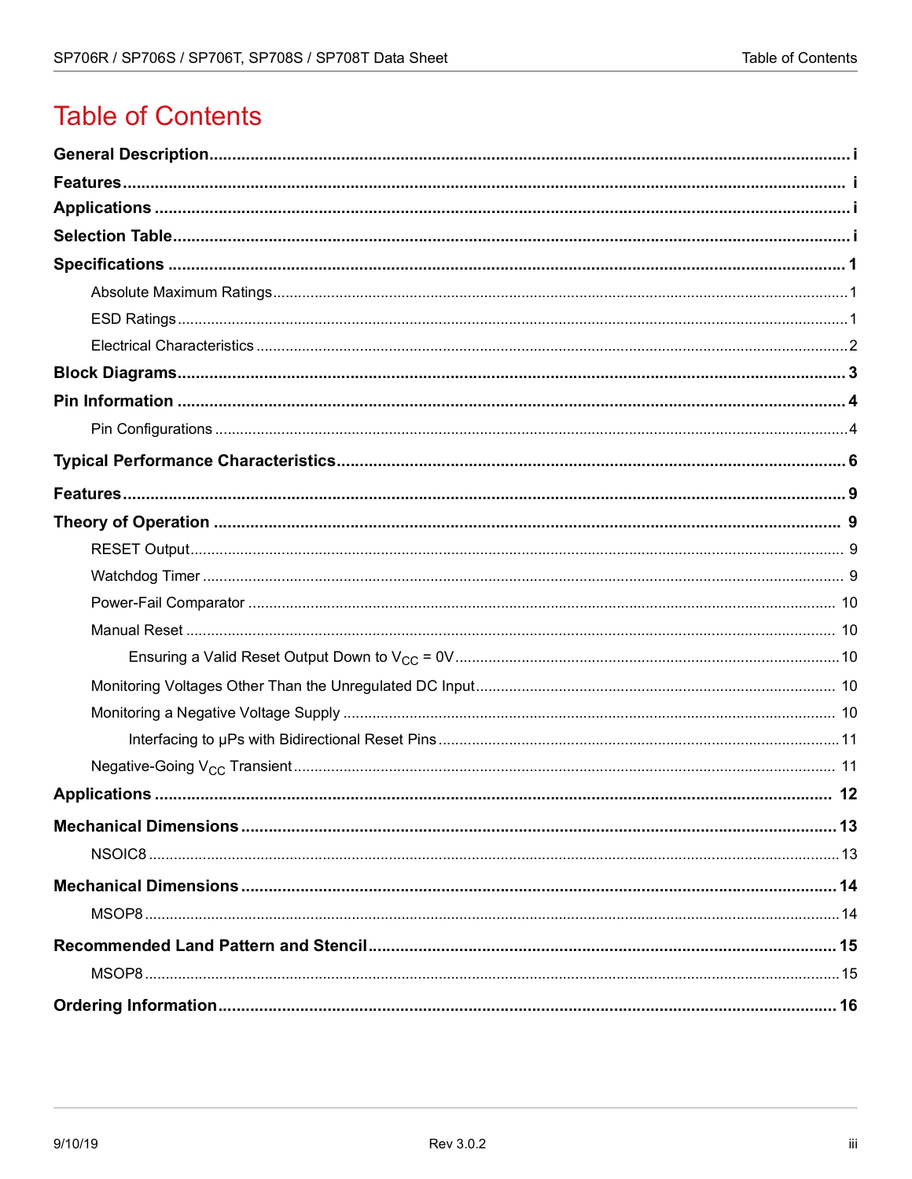# Table of Contents

**General Description** .......... i

**Features** .......... i

**Applications** .......... i

**Selection Table** .......... i

**Specifications** .......... 1

- Absolute Maximum Ratings .......... 1
- ESD Ratings .......... 1
- Electrical Characteristics .......... 2

**Block Diagrams** .......... 3

**Pin Information** .......... 4

- Pin Configurations .......... 4

**Typical Performance Characteristics** .......... 6

**Features** .......... 9

**Theory of Operation** .......... 9

- RESET Output .......... 9
- Watchdog Timer .......... 9
- Power-Fail Comparator .......... 10
- Manual Reset .......... 10
  - Ensuring a Valid Reset Output Down to $V_{CC}$ = 0V .......... 10
- Monitoring Voltages Other Than the Unregulated DC Input .......... 10
- Monitoring a Negative Voltage Supply .......... 10
  - Interfacing to µPs with Bidirectional Reset Pins .......... 11
- Negative-Going $V_{CC}$ Transient .......... 11

**Applications** .......... 12

**Mechanical Dimensions** .......... 13

- NSOIC8 .......... 13

**Mechanical Dimensions** .......... 14

- MSOP8 .......... 14

**Recommended Land Pattern and Stencil** .......... 15

- MSOP8 .......... 15

**Ordering Information** .......... 16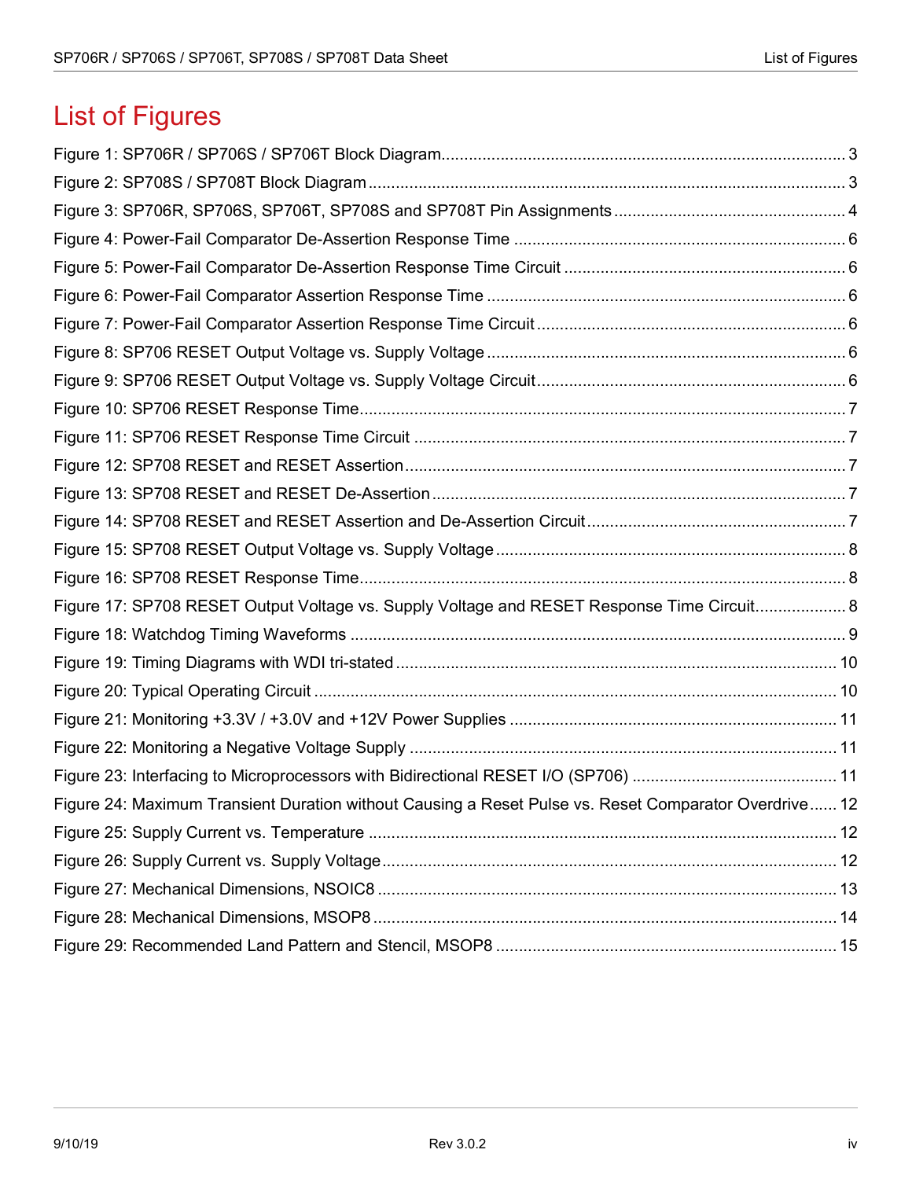# List of Figures

Figure 1: SP706R / SP706S / SP706T Block Diagram ........ 3
Figure 2: SP708S / SP708T Block Diagram ........ 3
Figure 3: SP706R, SP706S, SP706T, SP708S and SP708T Pin Assignments ........ 4
Figure 4: Power-Fail Comparator De-Assertion Response Time ........ 6
Figure 5: Power-Fail Comparator De-Assertion Response Time Circuit ........ 6
Figure 6: Power-Fail Comparator Assertion Response Time ........ 6
Figure 7: Power-Fail Comparator Assertion Response Time Circuit ........ 6
Figure 8: SP706 RESET Output Voltage vs. Supply Voltage ........ 6
Figure 9: SP706 RESET Output Voltage vs. Supply Voltage Circuit ........ 6
Figure 10: SP706 RESET Response Time ........ 7
Figure 11: SP706 RESET Response Time Circuit ........ 7
Figure 12: SP708 RESET and RESET Assertion ........ 7
Figure 13: SP708 RESET and RESET De-Assertion ........ 7
Figure 14: SP708 RESET and RESET Assertion and De-Assertion Circuit ........ 7
Figure 15: SP708 RESET Output Voltage vs. Supply Voltage ........ 8
Figure 16: SP708 RESET Response Time ........ 8
Figure 17: SP708 RESET Output Voltage vs. Supply Voltage and RESET Response Time Circuit ........ 8
Figure 18: Watchdog Timing Waveforms ........ 9
Figure 19: Timing Diagrams with WDI tri-stated ........ 10
Figure 20: Typical Operating Circuit ........ 10
Figure 21: Monitoring +3.3V / +3.0V and +12V Power Supplies ........ 11
Figure 22: Monitoring a Negative Voltage Supply ........ 11
Figure 23: Interfacing to Microprocessors with Bidirectional RESET I/O (SP706) ........ 11
Figure 24: Maximum Transient Duration without Causing a Reset Pulse vs. Reset Comparator Overdrive ........ 12
Figure 25: Supply Current vs. Temperature ........ 12
Figure 26: Supply Current vs. Supply Voltage ........ 12
Figure 27: Mechanical Dimensions, NSOIC8 ........ 13
Figure 28: Mechanical Dimensions, MSOP8 ........ 14
Figure 29: Recommended Land Pattern and Stencil, MSOP8 ........ 15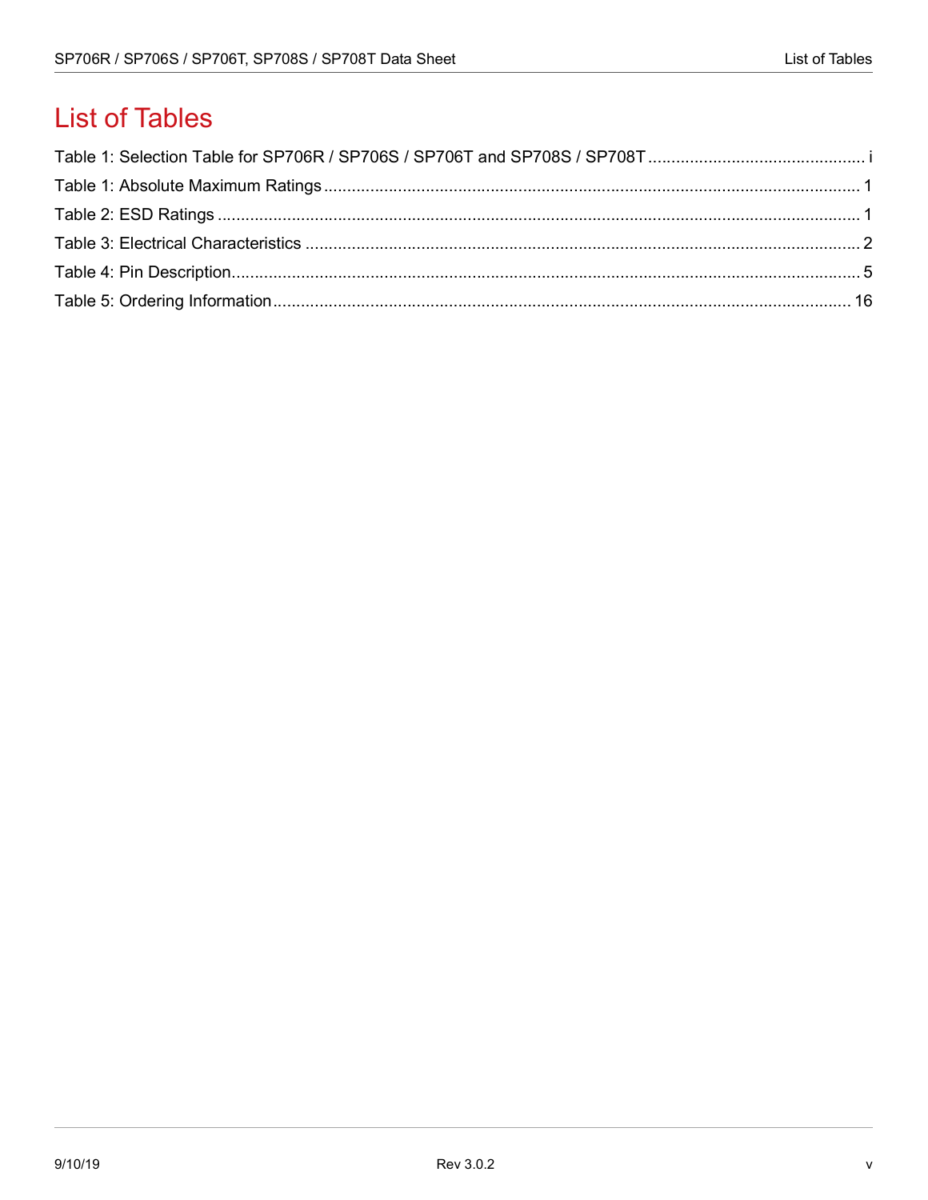# List of Tables

Table 1: Selection Table for SP706R / SP706S / SP706T and SP708S / SP708T ............................................... i

Table 1: Absolute Maximum Ratings ........................................................................................................ 1

Table 2: ESD Ratings ............................................................................................................................. 1

Table 3: Electrical Characteristics ............................................................................................................ 2

Table 4: Pin Description........................................................................................................................... 5

Table 5: Ordering Information................................................................................................................. 16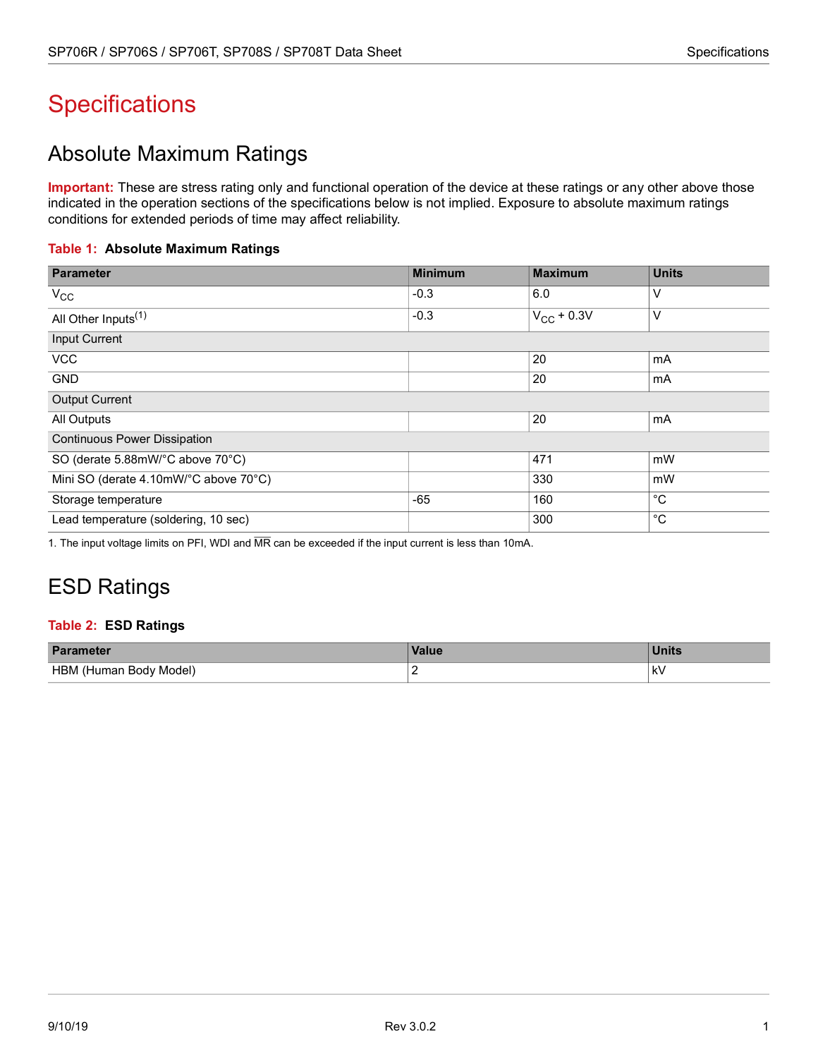# Specifications

## Absolute Maximum Ratings

**Important:** These are stress rating only and functional operation of the device at these ratings or any other above those indicated in the operation sections of the specifications below is not implied. Exposure to absolute maximum ratings conditions for extended periods of time may affect reliability.

**Table 1: Absolute Maximum Ratings**

| Parameter | Minimum | Maximum | Units |
|---|---|---|---|
| $V_{CC}$ | -0.3 | 6.0 | V |
| All Other Inputs[1] | -0.3 | $V_{CC}$ + 0.3V | V |
| Input Current | | | |
| VCC | | 20 | mA |
| GND | | 20 | mA |
| Output Current | | | |
| All Outputs | | 20 | mA |
| Continuous Power Dissipation | | | |
| SO (derate 5.88mW/°C above 70°C) | | 471 | mW |
| Mini SO (derate 4.10mW/°C above 70°C) | | 330 | mW |
| Storage temperature | -65 | 160 | °C |
| Lead temperature (soldering, 10 sec) | | 300 | °C |

1. The input voltage limits on PFI, WDI and $\overline{MR}$ can be exceeded if the input current is less than 10mA.

## ESD Ratings

**Table 2: ESD Ratings**

| Parameter | Value | Units |
|---|---|---|
| HBM (Human Body Model) | 2 | kV |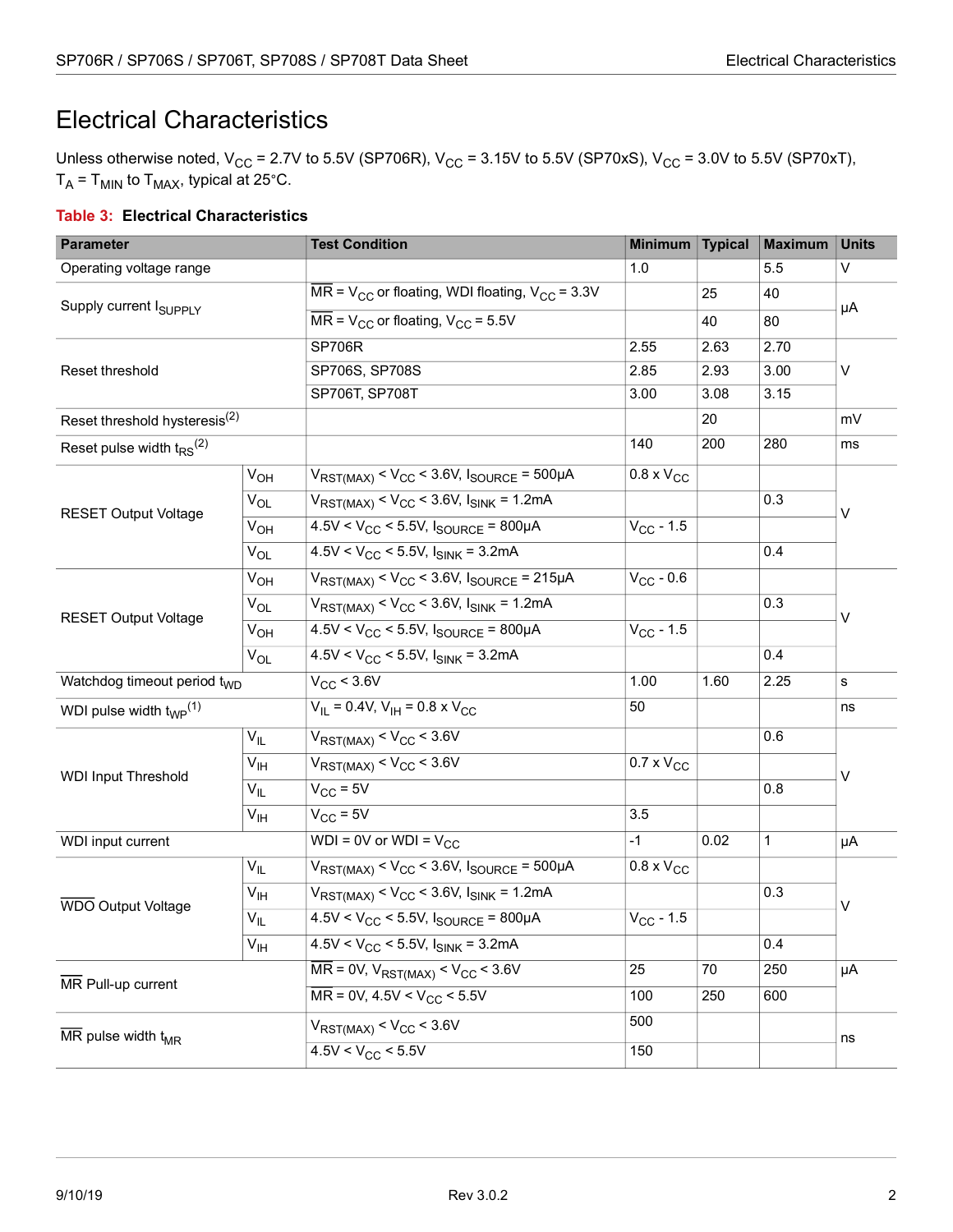# Electrical Characteristics

Unless otherwise noted, $V_{CC}$ = 2.7V to 5.5V (SP706R), $V_{CC}$ = 3.15V to 5.5V (SP70xS), $V_{CC}$ = 3.0V to 5.5V (SP70xT), $T_A = T_{MIN}$ to $T_{MAX}$, typical at 25°C.

**Table 3: Electrical Characteristics**

| Parameter | | Test Condition | Minimum | Typical | Maximum | Units |
|---|---|---|---|---|---|---|
| Operating voltage range | | | 1.0 | | 5.5 | V |
| Supply current $I_{SUPPLY}$ | | $\overline{MR} = V_{CC}$ or floating, WDI floating, $V_{CC}$ = 3.3V | | 25 | 40 | µA |
| | | $\overline{MR} = V_{CC}$ or floating, $V_{CC}$ = 5.5V | | 40 | 80 | |
| Reset threshold | | SP706R | 2.55 | 2.63 | 2.70 | V |
| | | SP706S, SP708S | 2.85 | 2.93 | 3.00 | |
| | | SP706T, SP708T | 3.00 | 3.08 | 3.15 | |
| Reset threshold hysteresis(2) | | | | 20 | | mV |
| Reset pulse width $t_{RS}$(2) | | | 140 | 200 | 280 | ms |
| $\overline{RESET}$ Output Voltage | $V_{OH}$ | $V_{RST(MAX)} < V_{CC}$ < 3.6V, $I_{SOURCE}$ = 500µA | 0.8 x $V_{CC}$ | | | V |
| | $V_{OL}$ | $V_{RST(MAX)} < V_{CC}$ < 3.6V, $I_{SINK}$ = 1.2mA | | | 0.3 | |
| | $V_{OH}$ | 4.5V < $V_{CC}$ < 5.5V, $I_{SOURCE}$ = 800µA | $V_{CC}$ - 1.5 | | | |
| | $V_{OL}$ | 4.5V < $V_{CC}$ < 5.5V, $I_{SINK}$ = 3.2mA | | | 0.4 | |
| RESET Output Voltage | $V_{OH}$ | $V_{RST(MAX)} < V_{CC}$ < 3.6V, $I_{SOURCE}$ = 215µA | $V_{CC}$ - 0.6 | | | V |
| | $V_{OL}$ | $V_{RST(MAX)} < V_{CC}$ < 3.6V, $I_{SINK}$ = 1.2mA | | | 0.3 | |
| | $V_{OH}$ | 4.5V < $V_{CC}$ < 5.5V, $I_{SOURCE}$ = 800µA | $V_{CC}$ - 1.5 | | | |
| | $V_{OL}$ | 4.5V < $V_{CC}$ < 5.5V, $I_{SINK}$ = 3.2mA | | | 0.4 | |
| Watchdog timeout period $t_{WD}$ | | $V_{CC}$ < 3.6V | 1.00 | 1.60 | 2.25 | s |
| WDI pulse width $t_{WP}$(1) | | $V_{IL}$ = 0.4V, $V_{IH}$ = 0.8 x $V_{CC}$ | 50 | | | ns |
| WDI Input Threshold | $V_{IL}$ | $V_{RST(MAX)} < V_{CC}$ < 3.6V | | | 0.6 | V |
| | $V_{IH}$ | $V_{RST(MAX)} < V_{CC}$ < 3.6V | 0.7 x $V_{CC}$ | | | |
| | $V_{IL}$ | $V_{CC}$ = 5V | | | 0.8 | |
| | $V_{IH}$ | $V_{CC}$ = 5V | 3.5 | | | |
| WDI input current | | WDI = 0V or WDI = $V_{CC}$ | -1 | 0.02 | 1 | µA |
| $\overline{WDO}$ Output Voltage | $V_{IL}$ | $V_{RST(MAX)} < V_{CC}$ < 3.6V, $I_{SOURCE}$ = 500µA | 0.8 x $V_{CC}$ | | | V |
| | $V_{IH}$ | $V_{RST(MAX)} < V_{CC}$ < 3.6V, $I_{SINK}$ = 1.2mA | | | 0.3 | |
| | $V_{IL}$ | 4.5V < $V_{CC}$ < 5.5V, $I_{SOURCE}$ = 800µA | $V_{CC}$ - 1.5 | | | |
| | $V_{IH}$ | 4.5V < $V_{CC}$ < 5.5V, $I_{SINK}$ = 3.2mA | | | 0.4 | |
| $\overline{MR}$ Pull-up current | | $\overline{MR}$ = 0V, $V_{RST(MAX)} < V_{CC}$ < 3.6V | 25 | 70 | 250 | µA |
| | | $\overline{MR}$ = 0V, 4.5V < $V_{CC}$ < 5.5V | 100 | 250 | 600 | |
| $\overline{MR}$ pulse width $t_{MR}$ | | $V_{RST(MAX)} < V_{CC}$ < 3.6V | 500 | | | ns |
| | | 4.5V < $V_{CC}$ < 5.5V | 150 | | | |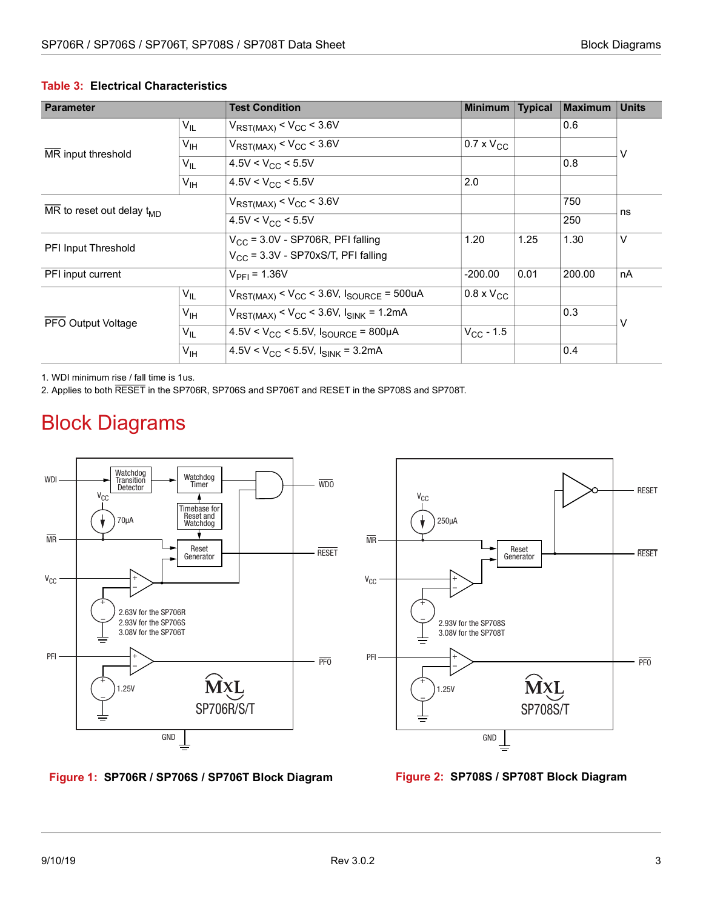**Table 3: Electrical Characteristics**

| Parameter | | Test Condition | Minimum | Typical | Maximum | Units |
|---|---|---|---|---|---|---|
| $\overline{MR}$ input threshold | $V_{IL}$ | $V_{RST(MAX)} < V_{CC} < 3.6V$ | | | 0.6 | V |
| | $V_{IH}$ | $V_{RST(MAX)} < V_{CC} < 3.6V$ | 0.7 x $V_{CC}$ | | | |
| | $V_{IL}$ | $4.5V < V_{CC} < 5.5V$ | | | 0.8 | |
| | $V_{IH}$ | $4.5V < V_{CC} < 5.5V$ | 2.0 | | | |
| $\overline{MR}$ to reset out delay $t_{MD}$ | | $V_{RST(MAX)} < V_{CC} < 3.6V$ | | | 750 | ns |
| | | $4.5V < V_{CC} < 5.5V$ | | | 250 | |
| PFI Input Threshold | | $V_{CC} = 3.0V$ - SP706R, PFI falling<br>$V_{CC} = 3.3V$ - SP70xS/T, PFI falling | 1.20 | 1.25 | 1.30 | V |
| PFI input current | | $V_{PFI} = 1.36V$ | -200.00 | 0.01 | 200.00 | nA |
| $\overline{PFO}$ Output Voltage | $V_{IL}$ | $V_{RST(MAX)} < V_{CC} < 3.6V$, $I_{SOURCE} = 500uA$ | 0.8 x $V_{CC}$ | | | V |
| | $V_{IH}$ | $V_{RST(MAX)} < V_{CC} < 3.6V$, $I_{SINK} = 1.2mA$ | | | 0.3 | |
| | $V_{IL}$ | $4.5V < V_{CC} < 5.5V$, $I_{SOURCE} = 800\mu A$ | $V_{CC}$ - 1.5 | | | |
| | $V_{IH}$ | $4.5V < V_{CC} < 5.5V$, $I_{SINK} = 3.2mA$ | | | 0.4 | |

1. WDI minimum rise / fall time is 1us.
2. Applies to both $\overline{RESET}$ in the SP706R, SP706S and SP706T and RESET in the SP708S and SP708T.

# Block Diagrams

**Figure 1: SP706R / SP706S / SP706T Block Diagram**

**Figure 2: SP708S / SP708T Block Diagram**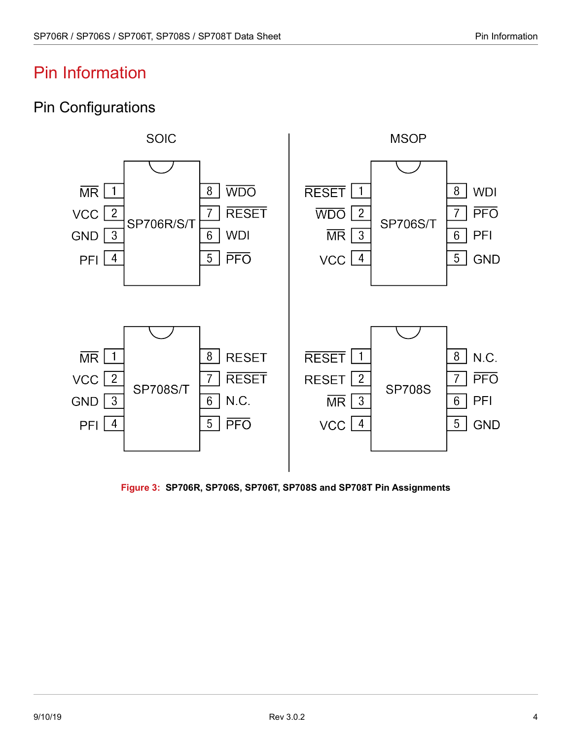# Pin Information

## Pin Configurations

SOIC

| Pin | Name | | Pin | Name |
|---|---|---|---|---|
| 1 | $\overline{MR}$ | SP706R/S/T | 8 | $\overline{WDO}$ |
| 2 | VCC | | 7 | $\overline{RESET}$ |
| 3 | GND | | 6 | WDI |
| 4 | PFI | | 5 | $\overline{PFO}$ |

| Pin | Name | | Pin | Name |
|---|---|---|---|---|
| 1 | $\overline{MR}$ | SP708S/T | 8 | RESET |
| 2 | VCC | | 7 | $\overline{RESET}$ |
| 3 | GND | | 6 | N.C. |
| 4 | PFI | | 5 | $\overline{PFO}$ |

MSOP

| Pin | Name | | Pin | Name |
|---|---|---|---|---|
| 1 | $\overline{RESET}$ | SP706S/T | 8 | WDI |
| 2 | $\overline{WDO}$ | | 7 | $\overline{PFO}$ |
| 3 | $\overline{MR}$ | | 6 | PFI |
| 4 | VCC | | 5 | GND |

| Pin | Name | | Pin | Name |
|---|---|---|---|---|
| 1 | $\overline{RESET}$ | SP708S | 8 | N.C. |
| 2 | RESET | | 7 | $\overline{PFO}$ |
| 3 | $\overline{MR}$ | | 6 | PFI |
| 4 | VCC | | 5 | GND |

**Figure 3: SP706R, SP706S, SP706T, SP708S and SP708T Pin Assignments**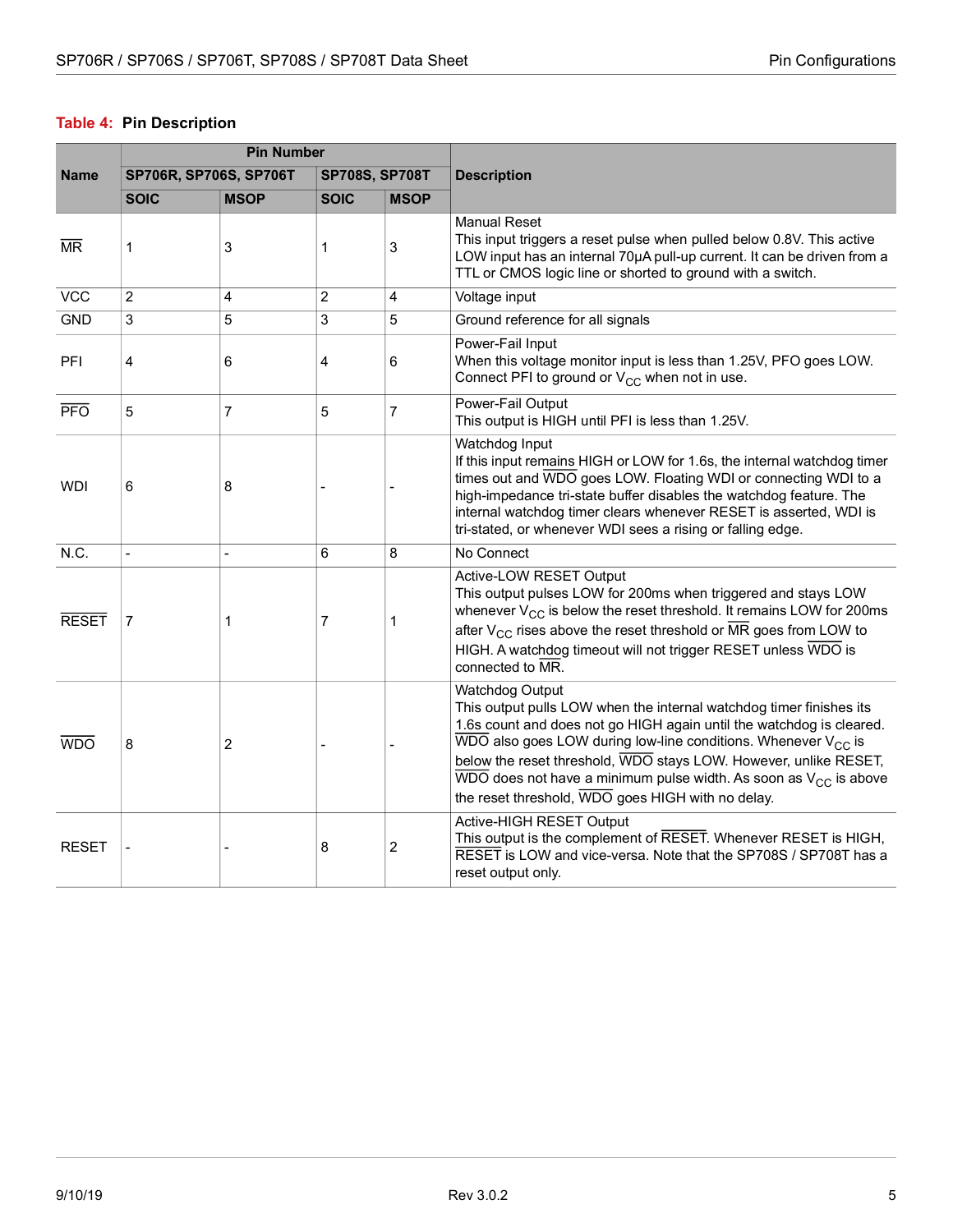**Table 4: Pin Description**

| Name | Pin Number | | | | Description |
|---|---|---|---|---|---|
| | SP706R, SP706S, SP706T | | SP708S, SP708T | | |
| | SOIC | MSOP | SOIC | MSOP | |
| $\overline{MR}$ | 1 | 3 | 1 | 3 | Manual Reset<br>This input triggers a reset pulse when pulled below 0.8V. This active LOW input has an internal 70µA pull-up current. It can be driven from a TTL or CMOS logic line or shorted to ground with a switch. |
| VCC | 2 | 4 | 2 | 4 | Voltage input |
| GND | 3 | 5 | 3 | 5 | Ground reference for all signals |
| PFI | 4 | 6 | 4 | 6 | Power-Fail Input<br>When this voltage monitor input is less than 1.25V, PFO goes LOW. Connect PFI to ground or $V_{CC}$ when not in use. |
| $\overline{PFO}$ | 5 | 7 | 5 | 7 | Power-Fail Output<br>This output is HIGH until PFI is less than 1.25V. |
| WDI | 6 | 8 | - | - | Watchdog Input<br>If this input remains HIGH or LOW for 1.6s, the internal watchdog timer times out and $\overline{WDO}$ goes LOW. Floating WDI or connecting WDI to a high-impedance tri-state buffer disables the watchdog feature. The internal watchdog timer clears whenever RESET is asserted, WDI is tri-stated, or whenever WDI sees a rising or falling edge. |
| N.C. | - | - | 6 | 8 | No Connect |
| $\overline{RESET}$ | 7 | 1 | 7 | 1 | Active-LOW RESET Output<br>This output pulses LOW for 200ms when triggered and stays LOW whenever $V_{CC}$ is below the reset threshold. It remains LOW for 200ms after $V_{CC}$ rises above the reset threshold or $\overline{MR}$ goes from LOW to HIGH. A watchdog timeout will not trigger RESET unless $\overline{WDO}$ is connected to $\overline{MR}$. |
| $\overline{WDO}$ | 8 | 2 | - | - | Watchdog Output<br>This output pulls LOW when the internal watchdog timer finishes its 1.6s count and does not go HIGH again until the watchdog is cleared. $\overline{WDO}$ also goes LOW during low-line conditions. Whenever $V_{CC}$ is below the reset threshold, $\overline{WDO}$ stays LOW. However, unlike RESET, $\overline{WDO}$ does not have a minimum pulse width. As soon as $V_{CC}$ is above the reset threshold, $\overline{WDO}$ goes HIGH with no delay. |
| RESET | - | - | 8 | 2 | Active-HIGH RESET Output<br>This output is the complement of $\overline{RESET}$. Whenever RESET is HIGH, $\overline{RESET}$ is LOW and vice-versa. Note that the SP708S / SP708T has a reset output only. |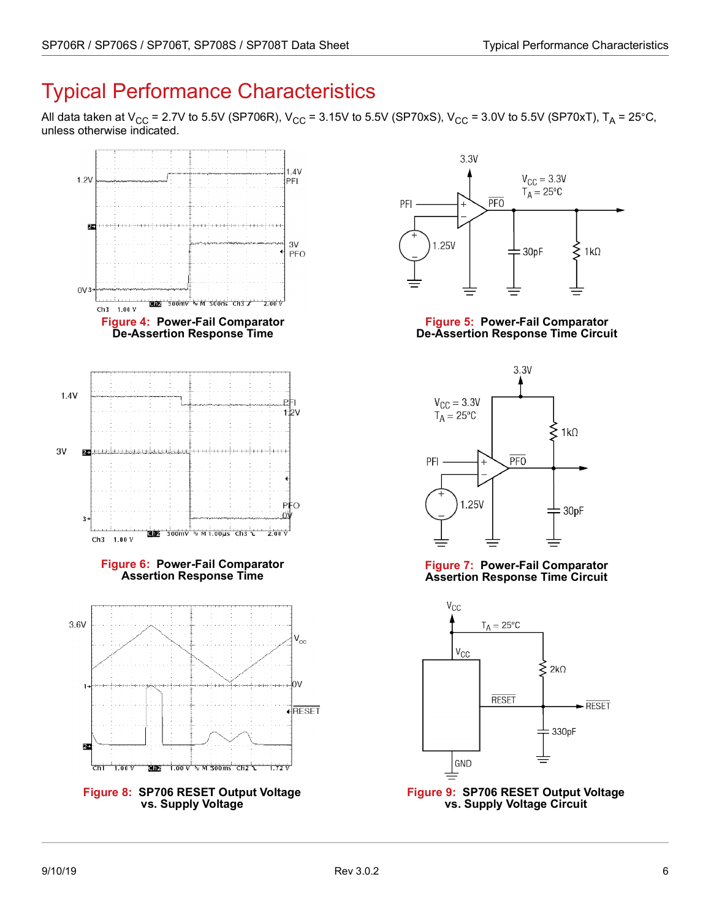# Typical Performance Characteristics

All data taken at $V_{CC}$ = 2.7V to 5.5V (SP706R), $V_{CC}$ = 3.15V to 5.5V (SP70xS), $V_{CC}$ = 3.0V to 5.5V (SP70xT), $T_A$ = 25°C, unless otherwise indicated.

**Figure 4: Power-Fail Comparator De-Assertion Response Time**

**Figure 5: Power-Fail Comparator De-Assertion Response Time Circuit**

**Figure 6: Power-Fail Comparator Assertion Response Time**

**Figure 7: Power-Fail Comparator Assertion Response Time Circuit**

**Figure 8: SP706 RESET Output Voltage vs. Supply Voltage**

**Figure 9: SP706 RESET Output Voltage vs. Supply Voltage Circuit**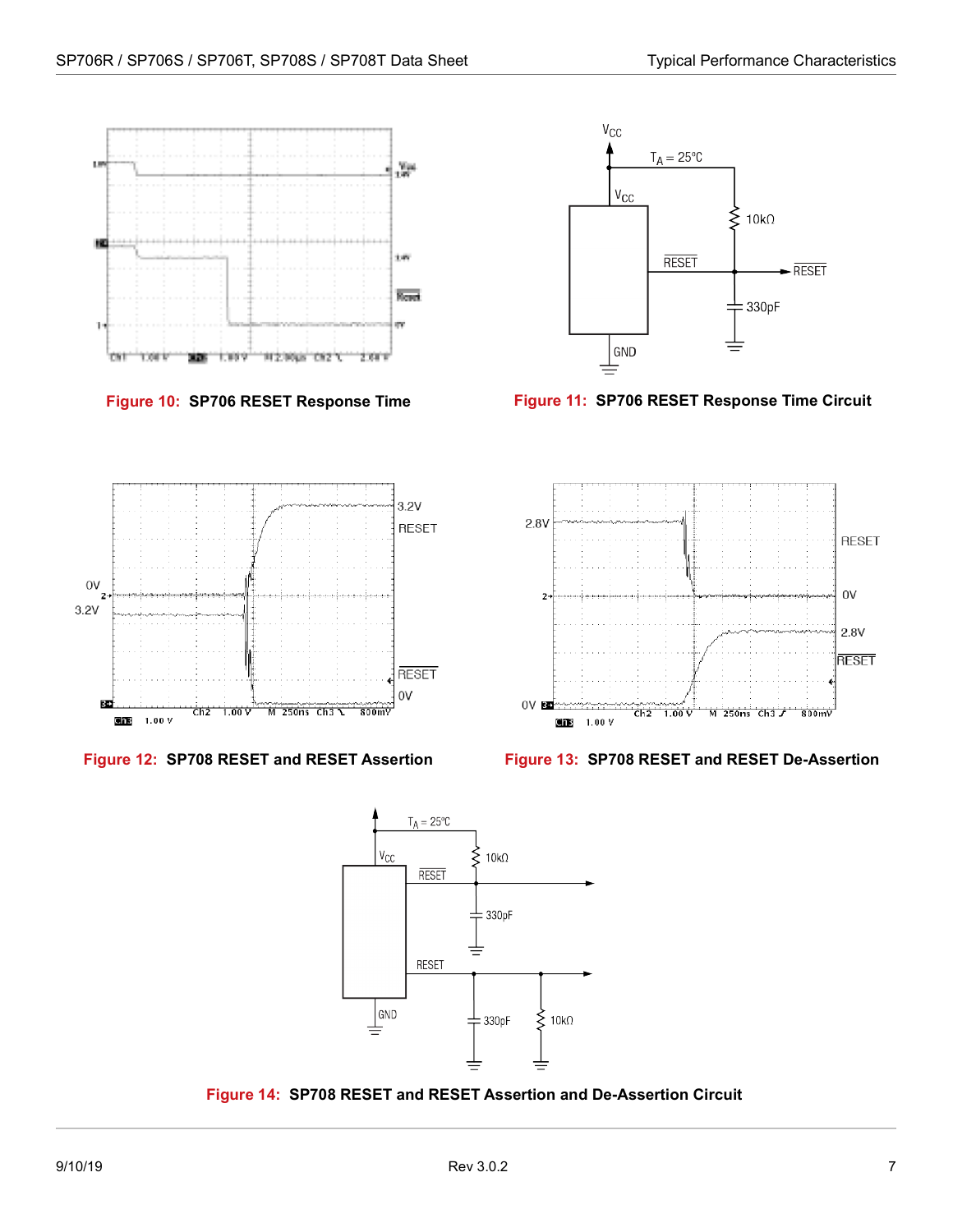Figure 10: SP706 RESET Response Time

Figure 11: SP706 RESET Response Time Circuit

Figure 12: SP708 RESET and RESET Assertion

Figure 13: SP708 RESET and RESET De-Assertion

Figure 14: SP708 RESET and RESET Assertion and De-Assertion Circuit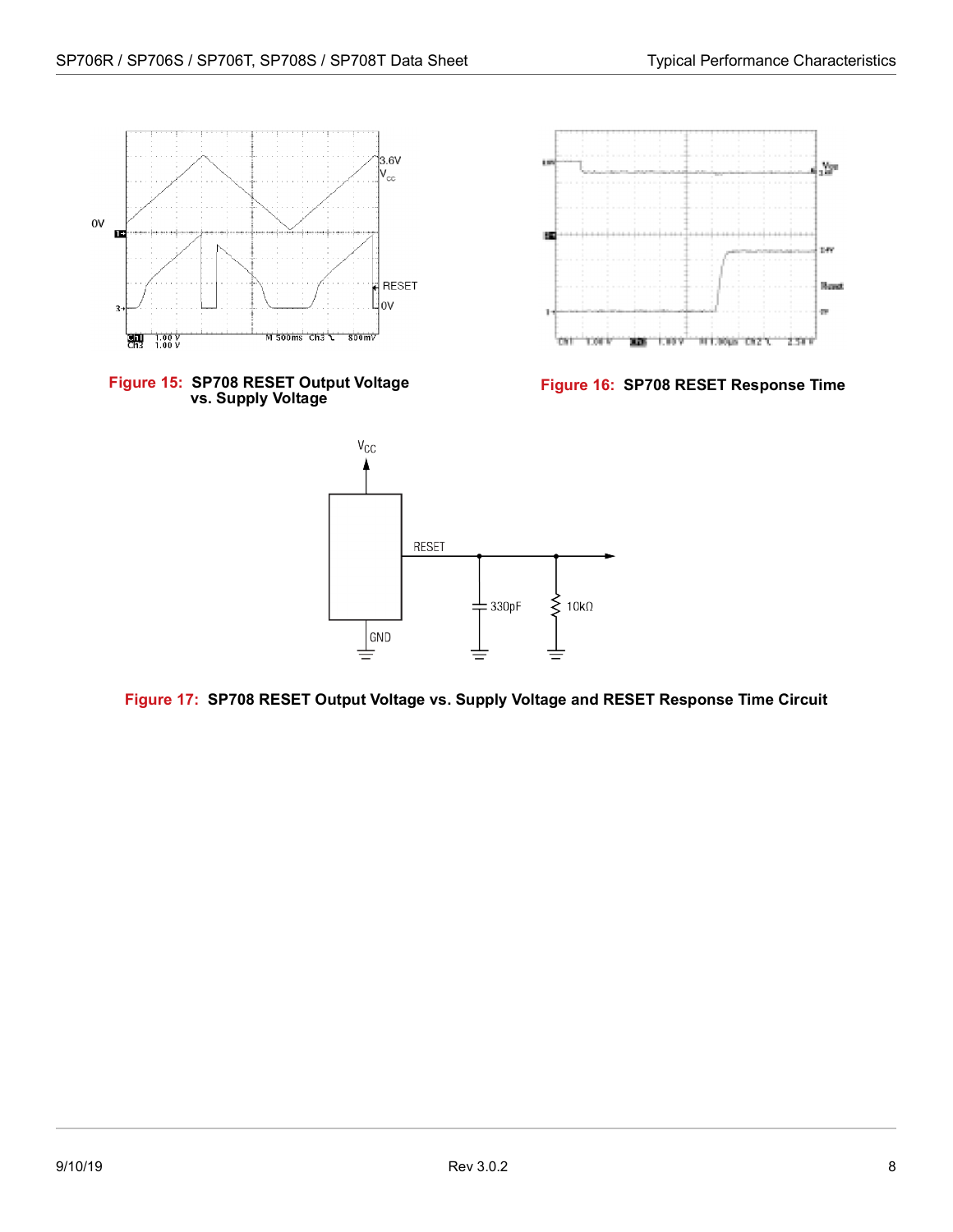**Figure 15: SP708 RESET Output Voltage vs. Supply Voltage**

**Figure 16: SP708 RESET Response Time**

**Figure 17: SP708 RESET Output Voltage vs. Supply Voltage and RESET Response Time Circuit**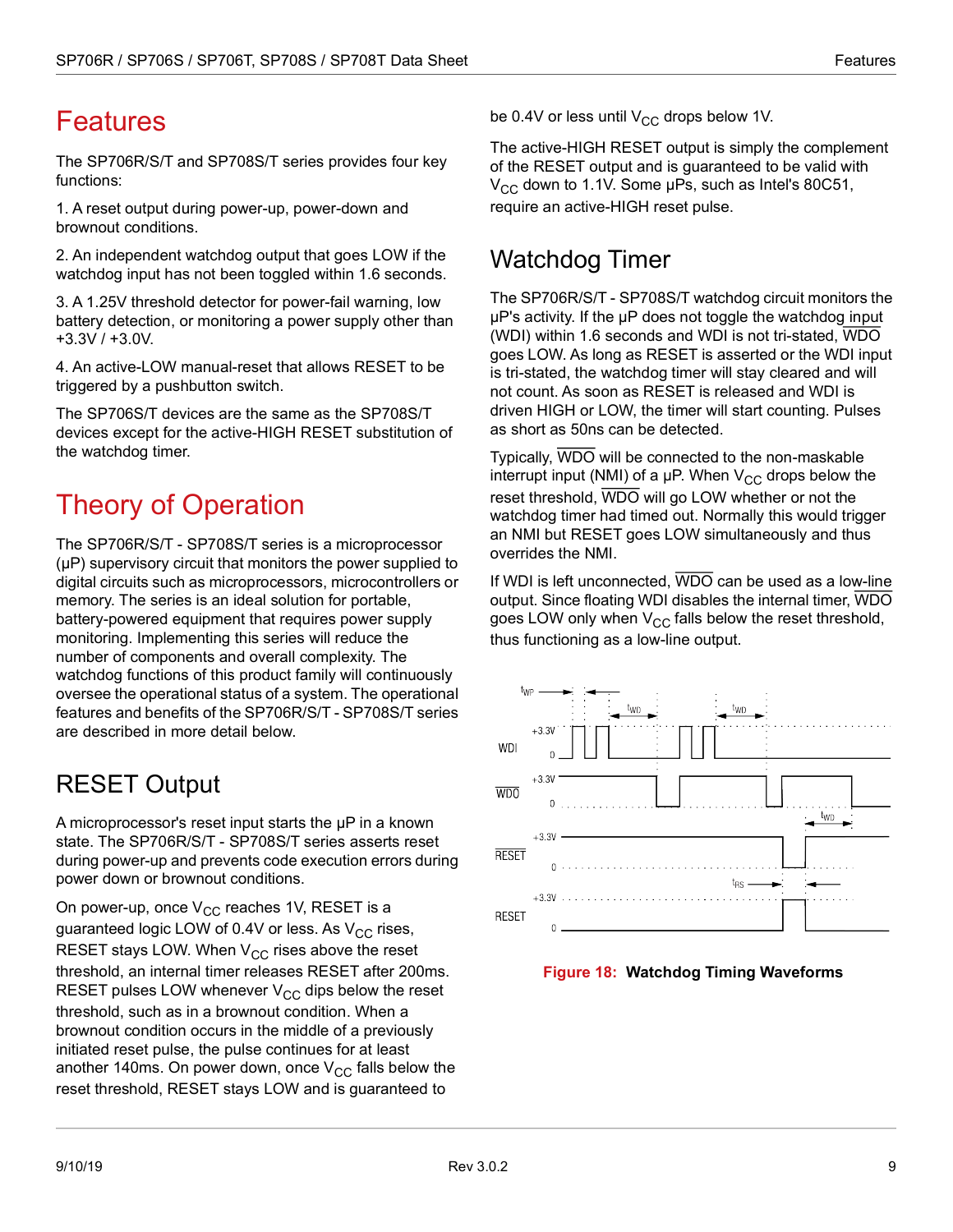# Features

The SP706R/S/T and SP708S/T series provides four key functions:

1. A reset output during power-up, power-down and brownout conditions.

2. An independent watchdog output that goes LOW if the watchdog input has not been toggled within 1.6 seconds.

3. A 1.25V threshold detector for power-fail warning, low battery detection, or monitoring a power supply other than +3.3V / +3.0V.

4. An active-LOW manual-reset that allows RESET to be triggered by a pushbutton switch.

The SP706S/T devices are the same as the SP708S/T devices except for the active-HIGH RESET substitution of the watchdog timer.

# Theory of Operation

The SP706R/S/T - SP708S/T series is a microprocessor (µP) supervisory circuit that monitors the power supplied to digital circuits such as microprocessors, microcontrollers or memory. The series is an ideal solution for portable, battery-powered equipment that requires power supply monitoring. Implementing this series will reduce the number of components and overall complexity. The watchdog functions of this product family will continuously oversee the operational status of a system. The operational features and benefits of the SP706R/S/T - SP708S/T series are described in more detail below.

## RESET Output

A microprocessor's reset input starts the µP in a known state. The SP706R/S/T - SP708S/T series asserts reset during power-up and prevents code execution errors during power down or brownout conditions.

On power-up, once $V_{CC}$ reaches 1V, RESET is a guaranteed logic LOW of 0.4V or less. As $V_{CC}$ rises, RESET stays LOW. When $V_{CC}$ rises above the reset threshold, an internal timer releases RESET after 200ms. RESET pulses LOW whenever $V_{CC}$ dips below the reset threshold, such as in a brownout condition. When a brownout condition occurs in the middle of a previously initiated reset pulse, the pulse continues for at least another 140ms. On power down, once $V_{CC}$ falls below the reset threshold, RESET stays LOW and is guaranteed to be 0.4V or less until $V_{CC}$ drops below 1V.

The active-HIGH RESET output is simply the complement of the RESET output and is guaranteed to be valid with $V_{CC}$ down to 1.1V. Some µPs, such as Intel's 80C51, require an active-HIGH reset pulse.

## Watchdog Timer

The SP706R/S/T - SP708S/T watchdog circuit monitors the µP's activity. If the µP does not toggle the watchdog input (WDI) within 1.6 seconds and WDI is not tri-stated, WDO goes LOW. As long as RESET is asserted or the WDI input is tri-stated, the watchdog timer will stay cleared and will not count. As soon as RESET is released and WDI is driven HIGH or LOW, the timer will start counting. Pulses as short as 50ns can be detected.

Typically, WDO will be connected to the non-maskable interrupt input (NMI) of a µP. When $V_{CC}$ drops below the reset threshold, WDO will go LOW whether or not the watchdog timer had timed out. Normally this would trigger an NMI but RESET goes LOW simultaneously and thus overrides the NMI.

If WDI is left unconnected, WDO can be used as a low-line output. Since floating WDI disables the internal timer, WDO goes LOW only when $V_{CC}$ falls below the reset threshold, thus functioning as a low-line output.

**Figure 18: Watchdog Timing Waveforms**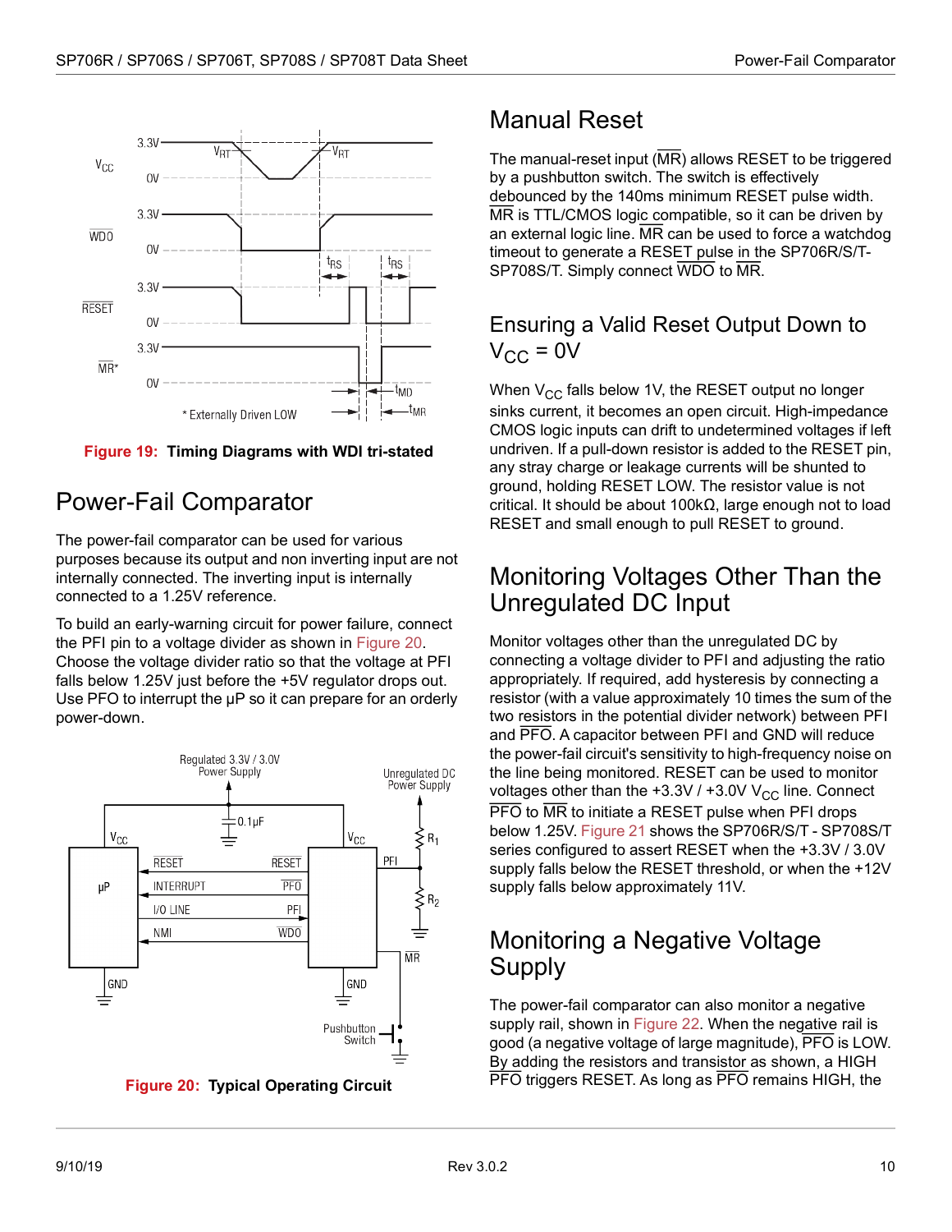Figure 19: Timing Diagrams with WDI tri-stated

## Power-Fail Comparator

The power-fail comparator can be used for various purposes because its output and non inverting input are not internally connected. The inverting input is internally connected to a 1.25V reference.

To build an early-warning circuit for power failure, connect the PFI pin to a voltage divider as shown in Figure 20. Choose the voltage divider ratio so that the voltage at PFI falls below 1.25V just before the +5V regulator drops out. Use PFO to interrupt the µP so it can prepare for an orderly power-down.

Figure 20: Typical Operating Circuit

## Manual Reset

The manual-reset input (MR) allows RESET to be triggered by a pushbutton switch. The switch is effectively debounced by the 140ms minimum RESET pulse width. MR is TTL/CMOS logic compatible, so it can be driven by an external logic line. MR can be used to force a watchdog timeout to generate a RESET pulse in the SP706R/S/T-SP708S/T. Simply connect WDO to MR.

## Ensuring a Valid Reset Output Down to $V_{CC}$ = 0V

When $V_{CC}$ falls below 1V, the RESET output no longer sinks current, it becomes an open circuit. High-impedance CMOS logic inputs can drift to undetermined voltages if left undriven. If a pull-down resistor is added to the RESET pin, any stray charge or leakage currents will be shunted to ground, holding RESET LOW. The resistor value is not critical. It should be about 100kΩ, large enough not to load RESET and small enough to pull RESET to ground.

## Monitoring Voltages Other Than the Unregulated DC Input

Monitor voltages other than the unregulated DC by connecting a voltage divider to PFI and adjusting the ratio appropriately. If required, add hysteresis by connecting a resistor (with a value approximately 10 times the sum of the two resistors in the potential divider network) between PFI and PFO. A capacitor between PFI and GND will reduce the power-fail circuit's sensitivity to high-frequency noise on the line being monitored. RESET can be used to monitor voltages other than the +3.3V / +3.0V $V_{CC}$ line. Connect PFO to MR to initiate a RESET pulse when PFI drops below 1.25V. Figure 21 shows the SP706R/S/T - SP708S/T series configured to assert RESET when the +3.3V / 3.0V supply falls below the RESET threshold, or when the +12V supply falls below approximately 11V.

## Monitoring a Negative Voltage Supply

The power-fail comparator can also monitor a negative supply rail, shown in Figure 22. When the negative rail is good (a negative voltage of large magnitude), PFO is LOW. By adding the resistors and transistor as shown, a HIGH PFO triggers RESET. As long as PFO remains HIGH, the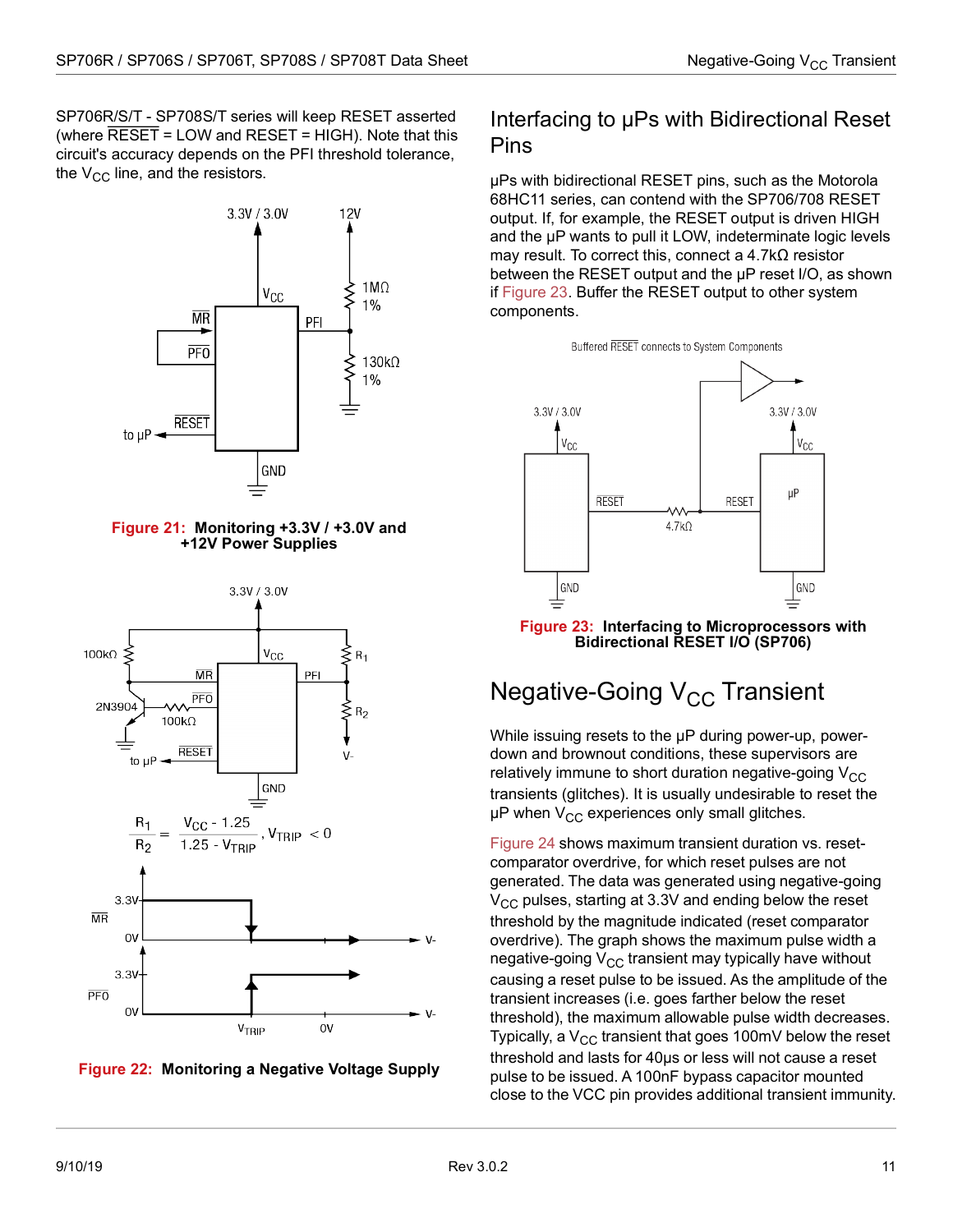SP706R/S/T - SP708S/T series will keep RESET asserted (where $\overline{RESET}$ = LOW and RESET = HIGH). Note that this circuit's accuracy depends on the PFI threshold tolerance, the $V_{CC}$ line, and the resistors.

**Figure 21: Monitoring +3.3V / +3.0V and +12V Power Supplies**

$$\frac{R_1}{R_2} = \frac{V_{CC} - 1.25}{1.25 - V_{TRIP}}, V_{TRIP} < 0$$

**Figure 22: Monitoring a Negative Voltage Supply**

## Interfacing to µPs with Bidirectional Reset Pins

µPs with bidirectional RESET pins, such as the Motorola 68HC11 series, can contend with the SP706/708 RESET output. If, for example, the RESET output is driven HIGH and the µP wants to pull it LOW, indeterminate logic levels may result. To correct this, connect a 4.7kΩ resistor between the RESET output and the µP reset I/O, as shown if Figure 23. Buffer the RESET output to other system components.

**Figure 23: Interfacing to Microprocessors with Bidirectional RESET I/O (SP706)**

## Negative-Going $V_{CC}$ Transient

While issuing resets to the µP during power-up, power-down and brownout conditions, these supervisors are relatively immune to short duration negative-going $V_{CC}$ transients (glitches). It is usually undesirable to reset the µP when $V_{CC}$ experiences only small glitches.

Figure 24 shows maximum transient duration vs. reset-comparator overdrive, for which reset pulses are not generated. The data was generated using negative-going $V_{CC}$ pulses, starting at 3.3V and ending below the reset threshold by the magnitude indicated (reset comparator overdrive). The graph shows the maximum pulse width a negative-going $V_{CC}$ transient may typically have without causing a reset pulse to be issued. As the amplitude of the transient increases (i.e. goes farther below the reset threshold), the maximum allowable pulse width decreases. Typically, a $V_{CC}$ transient that goes 100mV below the reset threshold and lasts for 40µs or less will not cause a reset pulse to be issued. A 100nF bypass capacitor mounted close to the VCC pin provides additional transient immunity.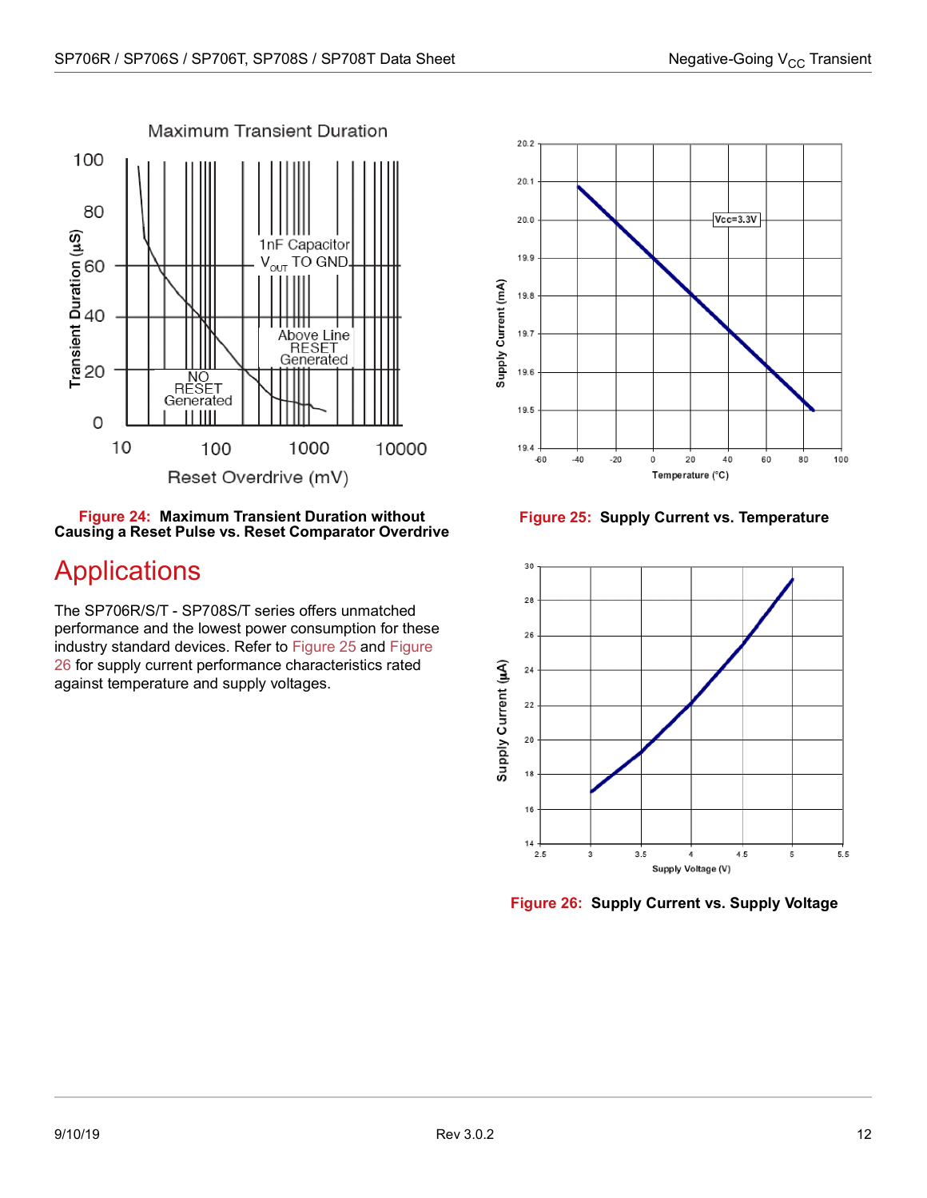Figure 24: Maximum Transient Duration without Causing a Reset Pulse vs. Reset Comparator Overdrive

Figure 25: Supply Current vs. Temperature

# Applications

The SP706R/S/T - SP708S/T series offers unmatched performance and the lowest power consumption for these industry standard devices. Refer to Figure 25 and Figure 26 for supply current performance characteristics rated against temperature and supply voltages.

Figure 26: Supply Current vs. Supply Voltage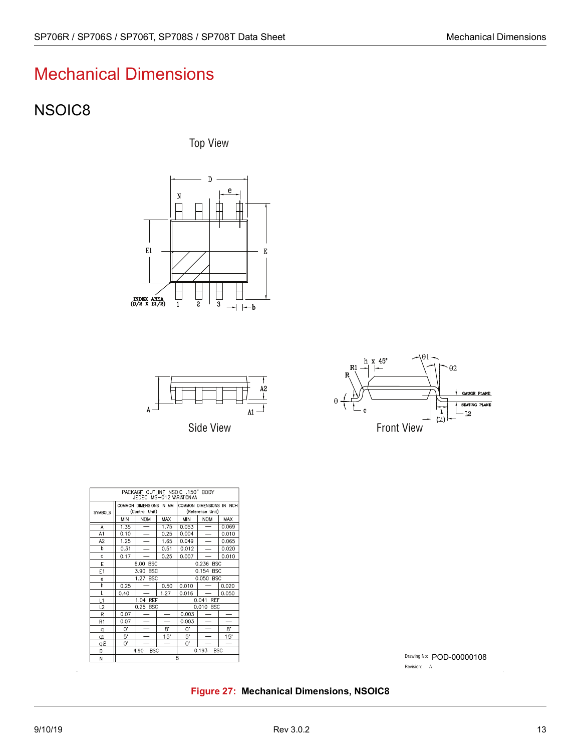# Mechanical Dimensions

## NSOIC8

Top View

Side View

Front View

| PACKAGE OUTLINE NSOIC .150" BODY JEDEC MS-012 VARIATION AA | | | | | | |
|---|---|---|---|---|---|---|
| SYMBOLS | COMMON DIMENSIONS IN MM (Control Unit) | | | COMMON DIMENSIONS IN INCH (Reference Unit) | | |
| | MIN | NOM | MAX | MIN | NOM | MAX |
| A | 1.35 | — | 1.75 | 0.053 | — | 0.069 |
| A1 | 0.10 | — | 0.25 | 0.004 | — | 0.010 |
| A2 | 1.25 | — | 1.65 | 0.049 | — | 0.065 |
| b | 0.31 | — | 0.51 | 0.012 | — | 0.020 |
| c | 0.17 | — | 0.25 | 0.007 | — | 0.010 |
| E | 6.00 BSC | | | 0.236 BSC | | |
| E1 | 3.90 BSC | | | 0.154 BSC | | |
| e | 1.27 BSC | | | 0.050 BSC | | |
| h | 0.25 | — | 0.50 | 0.010 | — | 0.020 |
| L | 0.40 | — | 1.27 | 0.016 | — | 0.050 |
| L1 | 1.04 REF | | | 0.041 REF | | |
| L2 | 0.25 BSC | | | 0.010 BSC | | |
| R | 0.07 | — | — | 0.003 | — | — |
| R1 | 0.07 | — | — | 0.003 | — | — |
| q | 0˚ | — | 8˚ | 0˚ | — | 8˚ |
| q1 | 5˚ | — | 15˚ | 5˚ | — | 15˚ |
| q2 | 0˚ | — | — | 0˚ | — | — |
| D | 4.90 BSC | | | 0.193 BSC | | |
| N | 8 | | | | | |

Drawing No: POD-00000108

Revision: A

**Figure 27: Mechanical Dimensions, NSOIC8**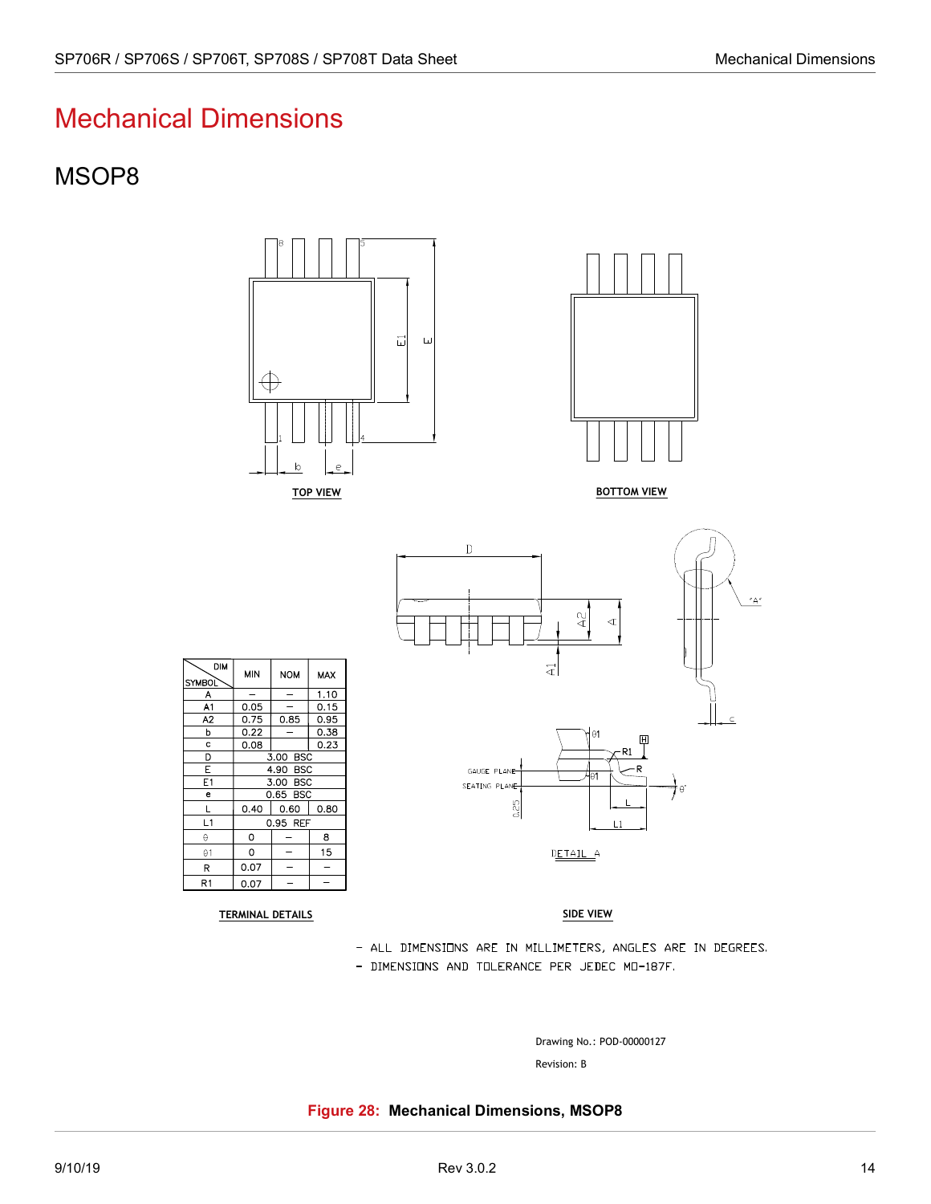# Mechanical Dimensions

## MSOP8

TOP VIEW

BOTTOM VIEW

| DIM / SYMBOL | MIN | NOM | MAX |
|---|---|---|---|
| A | – | – | 1.10 |
| A1 | 0.05 | – | 0.15 |
| A2 | 0.75 | 0.85 | 0.95 |
| b | 0.22 | – | 0.38 |
| c | 0.08 | | 0.23 |
| D | 3.00 BSC | | |
| E | 4.90 BSC | | |
| E1 | 3.00 BSC | | |
| e | 0.65 BSC | | |
| L | 0.40 | 0.60 | 0.80 |
| L1 | 0.95 REF | | |
| θ | 0 | – | 8 |
| θ1 | 0 | – | 15 |
| R | 0.07 | – | – |
| R1 | 0.07 | – | – |

TERMINAL DETAILS

DETAIL A

SIDE VIEW

- ALL DIMENSIONS ARE IN MILLIMETERS, ANGLES ARE IN DEGREES.
- DIMENSIONS AND TOLERANCE PER JEDEC MO-187F.

Drawing No.: POD-00000127

Revision: B

**Figure 28: Mechanical Dimensions, MSOP8**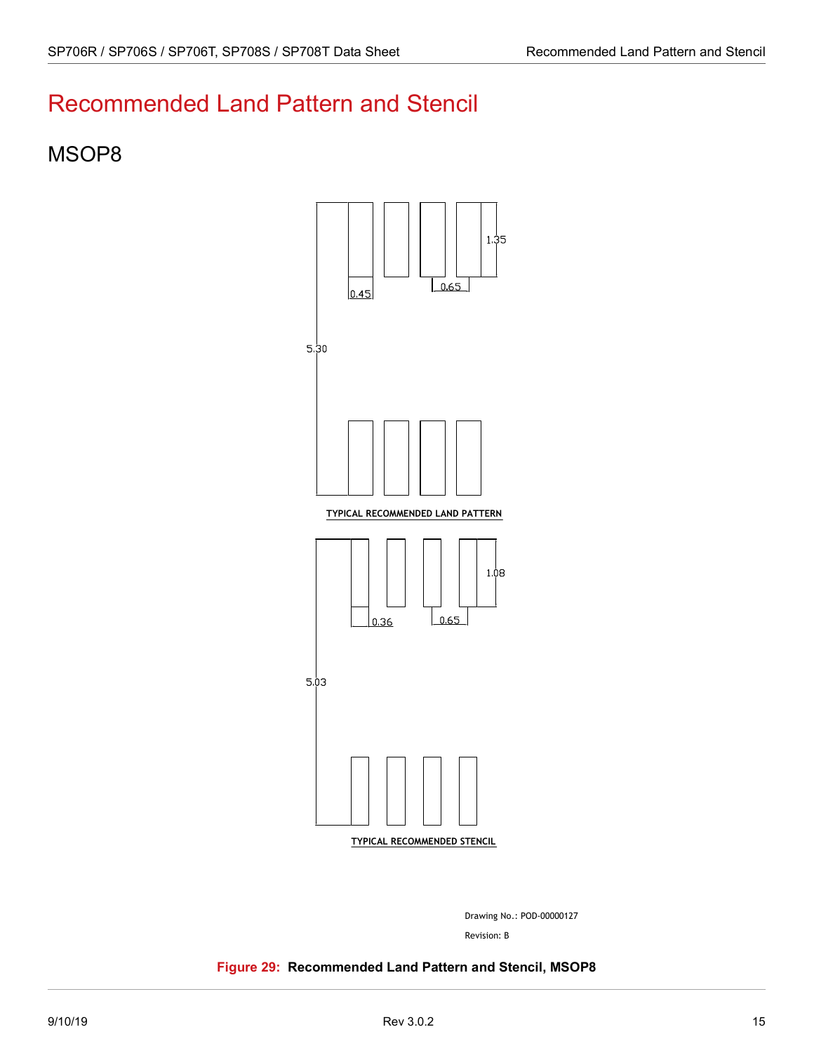# Recommended Land Pattern and Stencil

## MSOP8

TYPICAL RECOMMENDED LAND PATTERN

0.45 0.65 1.35 5.30

TYPICAL RECOMMENDED STENCIL

0.36 0.65 1.08 5.03

Drawing No.: POD-00000127

Revision: B

**Figure 29: Recommended Land Pattern and Stencil, MSOP8**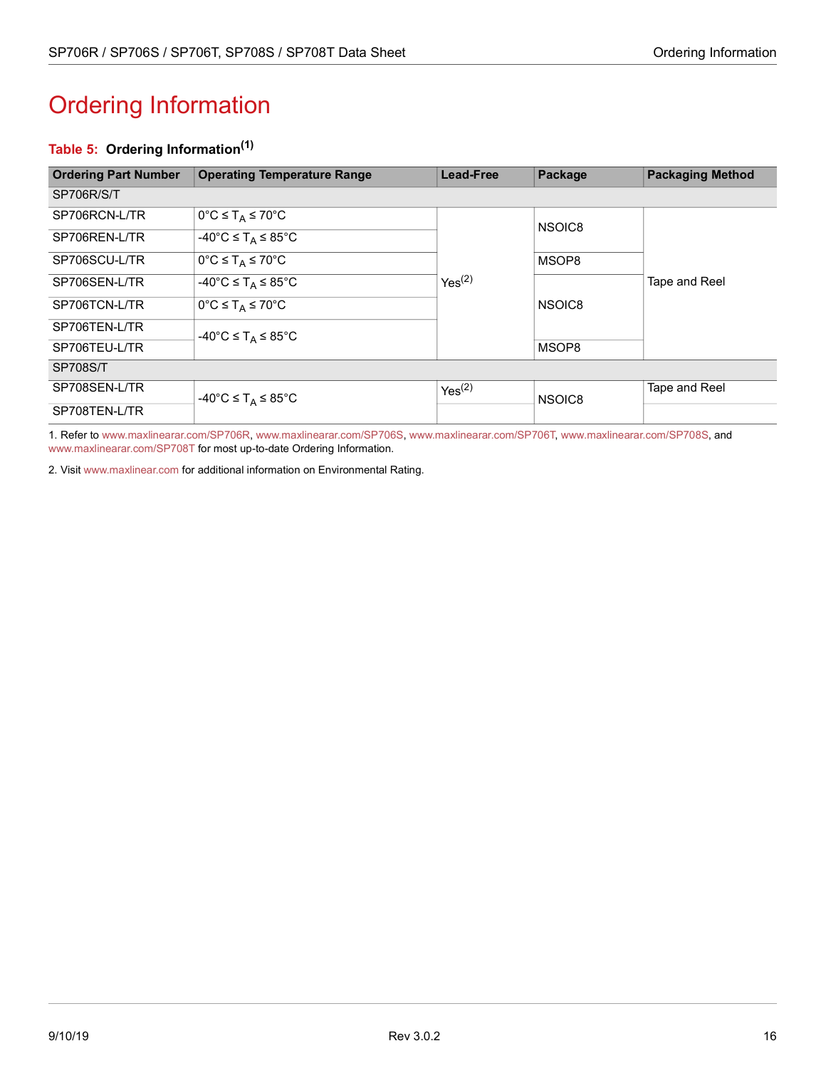# Ordering Information

**Table 5: Ordering Information**[1]

| Ordering Part Number | Operating Temperature Range | Lead-Free | Package | Packaging Method |
|---|---|---|---|---|
| SP706R/S/T | | | | |
| SP706RCN-L/TR | 0°C ≤ $T_A$ ≤ 70°C | Yes[2] | NSOIC8 | Tape and Reel |
| SP706REN-L/TR | -40°C ≤ $T_A$ ≤ 85°C | | | |
| SP706SCU-L/TR | 0°C ≤ $T_A$ ≤ 70°C | | MSOP8 | |
| SP706SEN-L/TR | -40°C ≤ $T_A$ ≤ 85°C | | NSOIC8 | |
| SP706TCN-L/TR | 0°C ≤ $T_A$ ≤ 70°C | | | |
| SP706TEN-L/TR | -40°C ≤ $T_A$ ≤ 85°C | | | |
| SP706TEU-L/TR | | | MSOP8 | |
| SP708S/T | | | | |
| SP708SEN-L/TR | -40°C ≤ $T_A$ ≤ 85°C | Yes[2] | NSOIC8 | Tape and Reel |
| SP708TEN-L/TR | | | | |

1. Refer to www.maxlinearar.com/SP706R, www.maxlinearar.com/SP706S, www.maxlinearar.com/SP706T, www.maxlinearar.com/SP708S, and www.maxlinearar.com/SP708T for most up-to-date Ordering Information.

2. Visit www.maxlinear.com for additional information on Environmental Rating.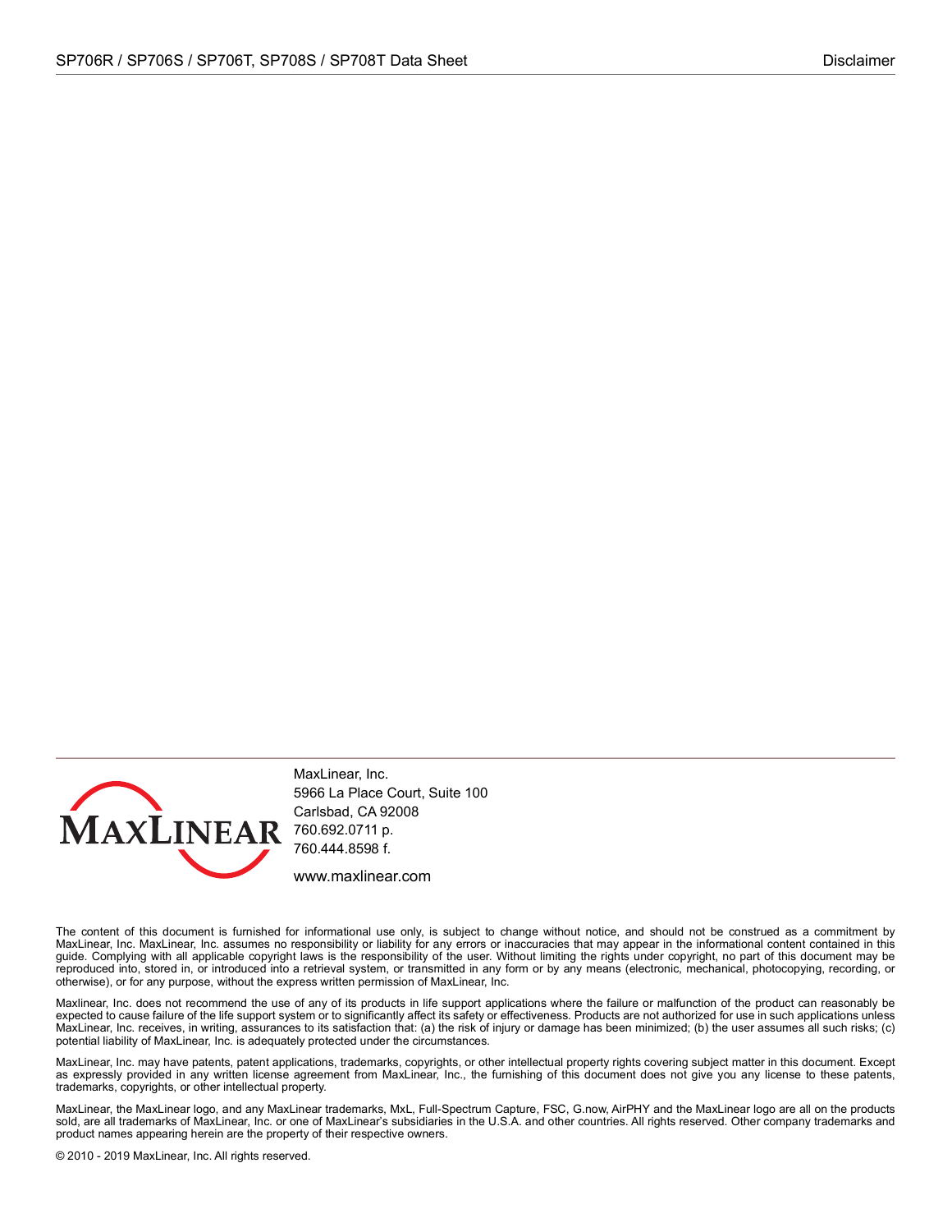MaxLinear, Inc.
5966 La Place Court, Suite 100
Carlsbad, CA 92008
760.692.0711 p.
760.444.8598 f.

www.maxlinear.com

The content of this document is furnished for informational use only, is subject to change without notice, and should not be construed as a commitment by MaxLinear, Inc. MaxLinear, Inc. assumes no responsibility or liability for any errors or inaccuracies that may appear in the informational content contained in this guide. Complying with all applicable copyright laws is the responsibility of the user. Without limiting the rights under copyright, no part of this document may be reproduced into, stored in, or introduced into a retrieval system, or transmitted in any form or by any means (electronic, mechanical, photocopying, recording, or otherwise), or for any purpose, without the express written permission of MaxLinear, Inc.

Maxlinear, Inc. does not recommend the use of any of its products in life support applications where the failure or malfunction of the product can reasonably be expected to cause failure of the life support system or to significantly affect its safety or effectiveness. Products are not authorized for use in such applications unless MaxLinear, Inc. receives, in writing, assurances to its satisfaction that: (a) the risk of injury or damage has been minimized; (b) the user assumes all such risks; (c) potential liability of MaxLinear, Inc. is adequately protected under the circumstances.

MaxLinear, Inc. may have patents, patent applications, trademarks, copyrights, or other intellectual property rights covering subject matter in this document. Except as expressly provided in any written license agreement from MaxLinear, Inc., the furnishing of this document does not give you any license to these patents, trademarks, copyrights, or other intellectual property.

MaxLinear, the MaxLinear logo, and any MaxLinear trademarks, MxL, Full-Spectrum Capture, FSC, G.now, AirPHY and the MaxLinear logo are all on the products sold, are all trademarks of MaxLinear, Inc. or one of MaxLinear's subsidiaries in the U.S.A. and other countries. All rights reserved. Other company trademarks and product names appearing herein are the property of their respective owners.

© 2010 - 2019 MaxLinear, Inc. All rights reserved.